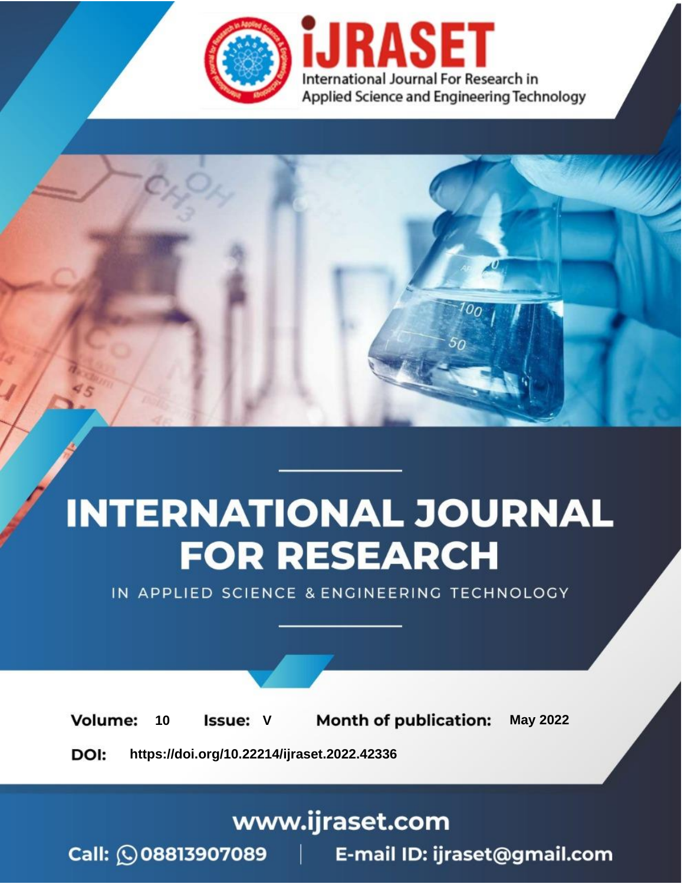# INTERNATIONAL JOURNAL FOR RESEARCH

IN APPLIED SCIENCE & ENGINEERING TECHNOLOGY

**Volume:** 10 **Issue:** V **Month of publication:** May 2022

**DOI:** https://doi.org/10.22214/ijraset.2022.42336

www.ijraset.com

Call: 08813907089 | E-mail ID: ijraset@gmail.com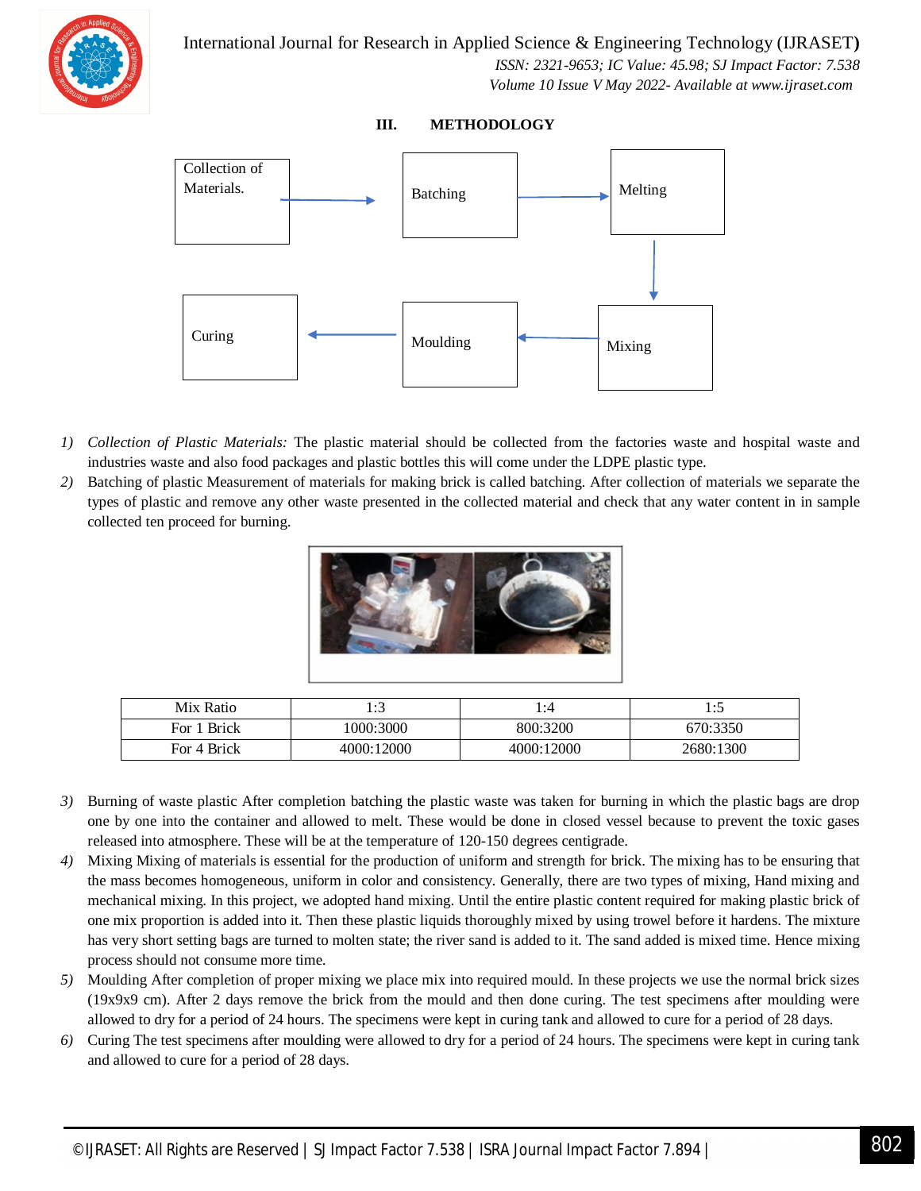## III. METHODOLOGY

Collection of Materials. → Batching → Melting → Mixing → Moulding → Curing

1) *Collection of Plastic Materials:* The plastic material should be collected from the factories waste and hospital waste and industries waste and also food packages and plastic bottles this will come under the LDPE plastic type.
2) Batching of plastic Measurement of materials for making brick is called batching. After collection of materials we separate the types of plastic and remove any other waste presented in the collected material and check that any water content in in sample collected ten proceed for burning.

| Mix Ratio | 1:3 | 1:4 | 1:5 |
|---|---|---|---|
| For 1 Brick | 1000:3000 | 800:3200 | 670:3350 |
| For 4 Brick | 4000:12000 | 4000:12000 | 2680:1300 |

3) Burning of waste plastic After completion batching the plastic waste was taken for burning in which the plastic bags are drop one by one into the container and allowed to melt. These would be done in closed vessel because to prevent the toxic gases released into atmosphere. These will be at the temperature of 120-150 degrees centigrade.
4) Mixing Mixing of materials is essential for the production of uniform and strength for brick. The mixing has to be ensuring that the mass becomes homogeneous, uniform in color and consistency. Generally, there are two types of mixing, Hand mixing and mechanical mixing. In this project, we adopted hand mixing. Until the entire plastic content required for making plastic brick of one mix proportion is added into it. Then these plastic liquids thoroughly mixed by using trowel before it hardens. The mixture has very short setting bags are turned to molten state; the river sand is added to it. The sand added is mixed time. Hence mixing process should not consume more time.
5) Moulding After completion of proper mixing we place mix into required mould. In these projects we use the normal brick sizes (19x9x9 cm). After 2 days remove the brick from the mould and then done curing. The test specimens after moulding were allowed to dry for a period of 24 hours. The specimens were kept in curing tank and allowed to cure for a period of 28 days.
6) Curing The test specimens after moulding were allowed to dry for a period of 24 hours. The specimens were kept in curing tank and allowed to cure for a period of 28 days.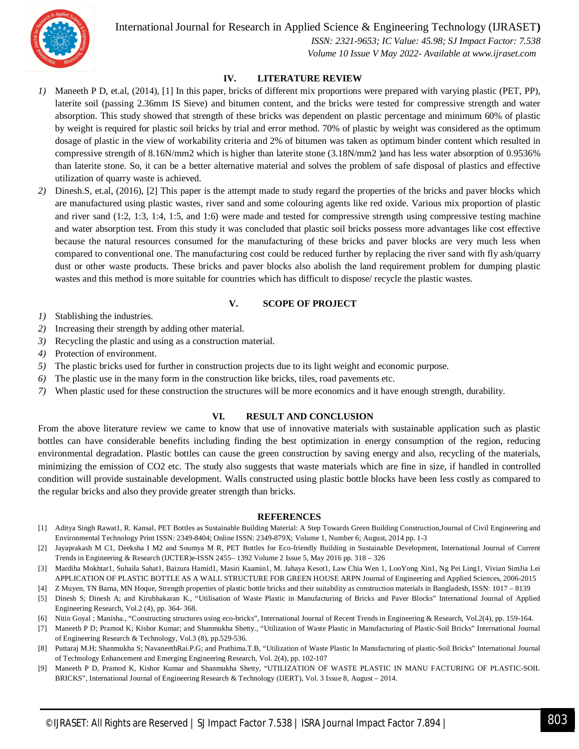## IV. LITERATURE REVIEW

1) Maneeth P D, et.al, (2014), [1] In this paper, bricks of different mix proportions were prepared with varying plastic (PET, PP), laterite soil (passing 2.36mm IS Sieve) and bitumen content, and the bricks were tested for compressive strength and water absorption. This study showed that strength of these bricks was dependent on plastic percentage and minimum 60% of plastic by weight is required for plastic soil bricks by trial and error method. 70% of plastic by weight was considered as the optimum dosage of plastic in the view of workability criteria and 2% of bitumen was taken as optimum binder content which resulted in compressive strength of 8.16N/mm2 which is higher than laterite stone (3.18N/mm2 )and has less water absorption of 0.9536% than laterite stone. So, it can be a better alternative material and solves the problem of safe disposal of plastics and effective utilization of quarry waste is achieved.
2) Dinesh.S, et.al, (2016), [2] This paper is the attempt made to study regard the properties of the bricks and paver blocks which are manufactured using plastic wastes, river sand and some colouring agents like red oxide. Various mix proportion of plastic and river sand (1:2, 1:3, 1:4, 1:5, and 1:6) were made and tested for compressive strength using compressive testing machine and water absorption test. From this study it was concluded that plastic soil bricks possess more advantages like cost effective because the natural resources consumed for the manufacturing of these bricks and paver blocks are very much less when compared to conventional one. The manufacturing cost could be reduced further by replacing the river sand with fly ash/quarry dust or other waste products. These bricks and paver blocks also abolish the land requirement problem for dumping plastic wastes and this method is more suitable for countries which has difficult to dispose/ recycle the plastic wastes.

## V. SCOPE OF PROJECT

1) Stablishing the industries.
2) Increasing their strength by adding other material.
3) Recycling the plastic and using as a construction material.
4) Protection of environment.
5) The plastic bricks used for further in construction projects due to its light weight and economic purpose.
6) The plastic use in the many form in the construction like bricks, tiles, road pavements etc.
7) When plastic used for these construction the structures will be more economics and it have enough strength, durability.

## VI. RESULT AND CONCLUSION

From the above literature review we came to know that use of innovative materials with sustainable application such as plastic bottles can have considerable benefits including finding the best optimization in energy consumption of the region, reducing environmental degradation. Plastic bottles can cause the green construction by saving energy and also, recycling of the materials, minimizing the emission of $CO_2$ etc. The study also suggests that waste materials which are fine in size, if handled in controlled condition will provide sustainable development. Walls constructed using plastic bottle blocks have been less costly as compared to the regular bricks and also they provide greater strength than bricks.

## REFERENCES

[1] Aditya Singh Rawat1, R. Kansal, PET Bottles as Sustainable Building Material: A Step Towards Green Building Construction,Journal of Civil Engineering and Environmental Technology Print ISSN: 2349-8404; Online ISSN: 2349-879X; Volume 1, Number 6; August, 2014 pp. 1-3

[2] Jayaprakash M C1, Deeksha I M2 and Soumya M R, PET Bottles for Eco-friendly Building in Sustainable Development, International Journal of Current Trends in Engineering & Research (IJCTER)e-ISSN 2455– 1392 Volume 2 Issue 5, May 2016 pp. 318 – 326

[3] Mardiha Mokhtar1, Suhaila Sahat1, Baizura Hamid1, Masiri Kaamin1, M. Jahaya Kesot1, Law Chia Wen 1, LooYong Xin1, Ng Pei Ling1, Vivian SimJia Lei APPLICATION OF PLASTIC BOTTLE AS A WALL STRUCTURE FOR GREEN HOUSE ARPN Journal of Engineering and Applied Sciences, 2006-2015

[4] Z Muyen, TN Barna, MN Hoque, Strength properties of plastic bottle bricks and their suitability as construction materials in Bangladesh, ISSN: 1017 – 8139

[5] Dinesh S; Dinesh A; and Kirubhakaran K., "Utilisation of Waste Plastic in Manufacturing of Bricks and Paver Blocks" International Journal of Applied Engineering Research, Vol.2 (4), pp. 364- 368.

[6] Nitin Goyal ; Manisha., "Constructing structures using eco-bricks", International Journal of Recent Trends in Engineering & Research, Vol.2(4), pp. 159-164.

[7] Maneeth P D; Pramod K; Kishor Kumar; and Shanmukha Shetty., "Utilization of Waste Plastic in Manufacturing of Plastic-Soil Bricks" International Journal of Engineering Research & Technology, Vol.3 (8), pp.529-536.

[8] Puttaraj M.H; Shanmukha S; NavaneethRai.P.G; and Prathima.T.B, "Utilization of Waste Plastic In Manufacturing of plastic-Soil Bricks" International Journal of Technology Enhancement and Emerging Engineering Research, Vol. 2(4), pp. 102-107

[9] Maneeth P D, Pramod K, Kishor Kumar and Shanmukha Shetty, "UTILIZATION OF WASTE PLASTIC IN MANU FACTURING OF PLASTIC-SOIL BRICKS", International Journal of Engineering Research & Technology (IJERT), Vol. 3 Issue 8, August – 2014.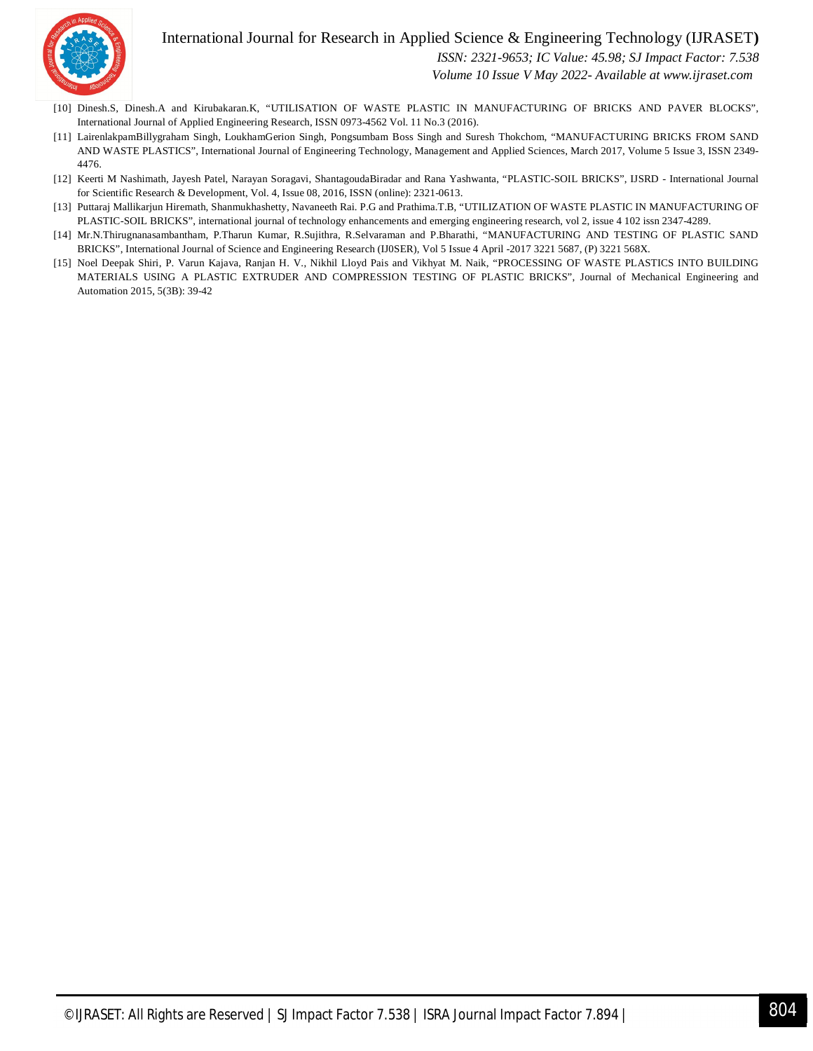[10] Dinesh.S, Dinesh.A and Kirubakaran.K, "UTILISATION OF WASTE PLASTIC IN MANUFACTURING OF BRICKS AND PAVER BLOCKS", International Journal of Applied Engineering Research, ISSN 0973-4562 Vol. 11 No.3 (2016).

[11] LairenlakpamBillygraham Singh, LoukhamGerion Singh, Pongsumbam Boss Singh and Suresh Thokchom, "MANUFACTURING BRICKS FROM SAND AND WASTE PLASTICS", International Journal of Engineering Technology, Management and Applied Sciences, March 2017, Volume 5 Issue 3, ISSN 2349-4476.

[12] Keerti M Nashimath, Jayesh Patel, Narayan Soragavi, ShantagoudaBiradar and Rana Yashwanta, "PLASTIC-SOIL BRICKS", IJSRD - International Journal for Scientific Research & Development, Vol. 4, Issue 08, 2016, ISSN (online): 2321-0613.

[13] Puttaraj Mallikarjun Hiremath, Shanmukhashetty, Navaneeth Rai. P.G and Prathima.T.B, "UTILIZATION OF WASTE PLASTIC IN MANUFACTURING OF PLASTIC-SOIL BRICKS", international journal of technology enhancements and emerging engineering research, vol 2, issue 4 102 issn 2347-4289.

[14] Mr.N.Thirugnanasambantham, P.Tharun Kumar, R.Sujithra, R.Selvaraman and P.Bharathi, "MANUFACTURING AND TESTING OF PLASTIC SAND BRICKS", International Journal of Science and Engineering Research (IJ0SER), Vol 5 Issue 4 April -2017 3221 5687, (P) 3221 568X.

[15] Noel Deepak Shiri, P. Varun Kajava, Ranjan H. V., Nikhil Lloyd Pais and Vikhyat M. Naik, "PROCESSING OF WASTE PLASTICS INTO BUILDING MATERIALS USING A PLASTIC EXTRUDER AND COMPRESSION TESTING OF PLASTIC BRICKS", Journal of Mechanical Engineering and Automation 2015, 5(3B): 39-42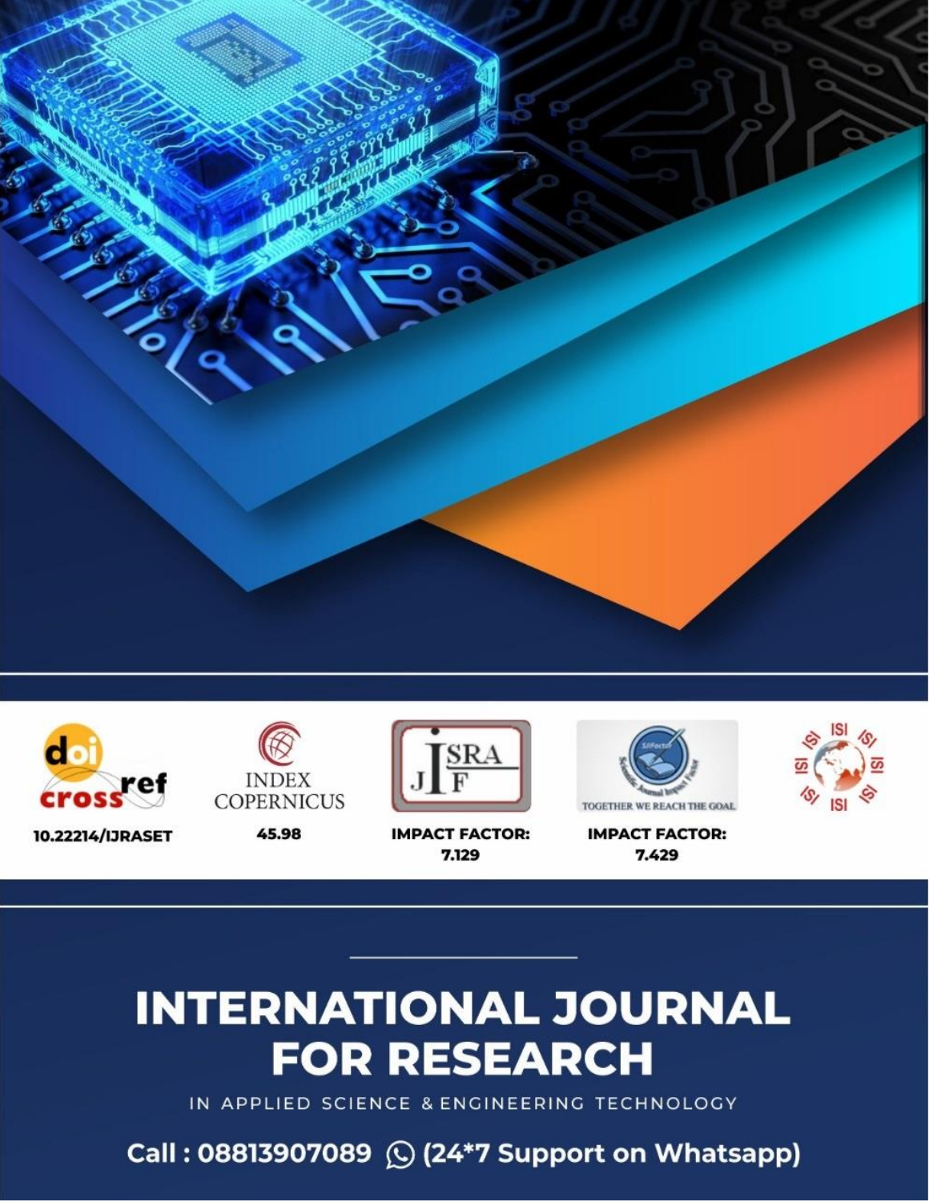10.22214/IJRASET

INDEX COPERNICUS

45.98

IMPACT FACTOR: 7.129

IMPACT FACTOR: 7.429

TOGETHER WE REACH THE GOAL

# INTERNATIONAL JOURNAL FOR RESEARCH

IN APPLIED SCIENCE & ENGINEERING TECHNOLOGY

Call : 08813907089 (24*7 Support on Whatsapp)